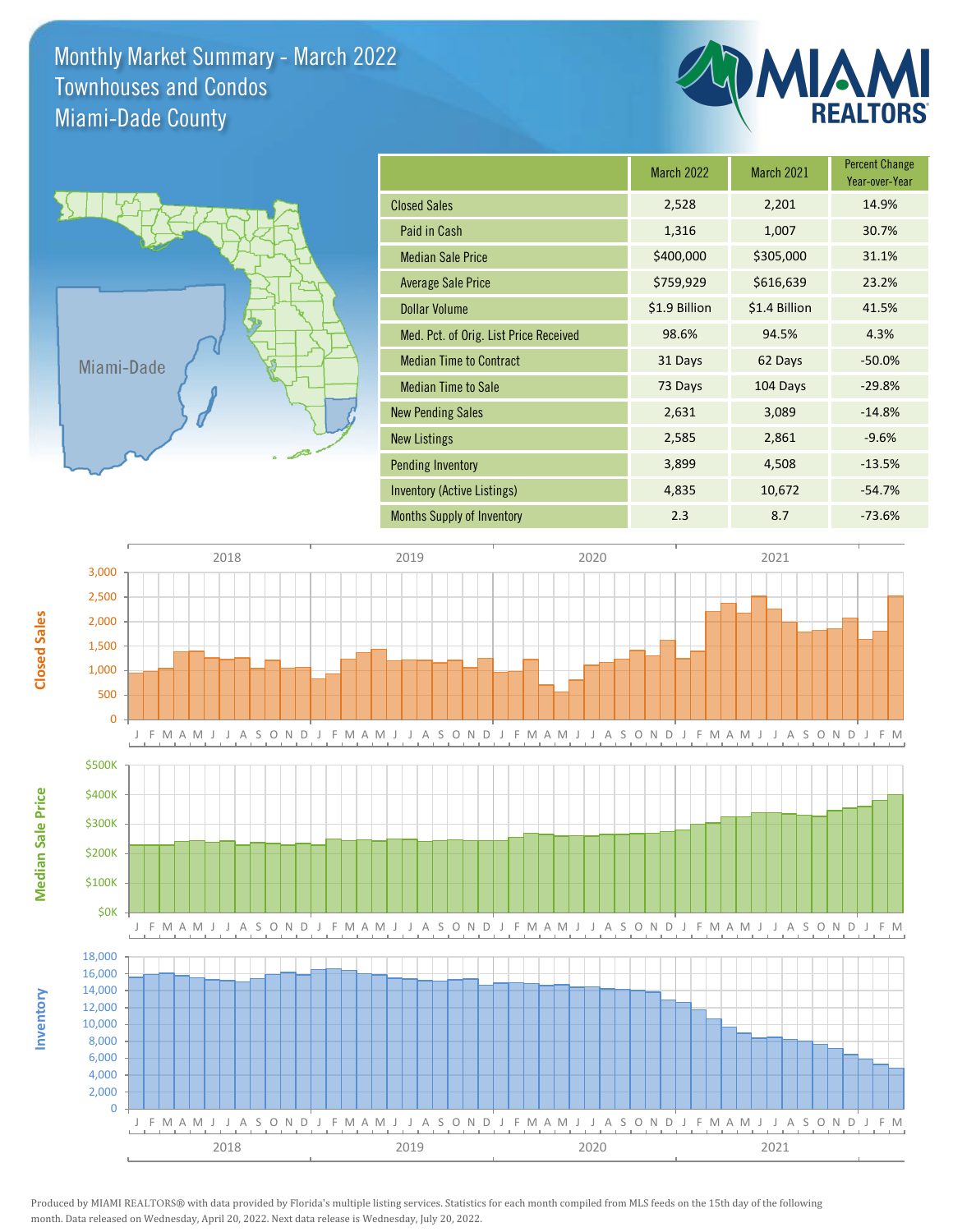# Monthly Market Summary - March 2022
## Townhouses and Condos
## Miami-Dade County

| | March 2022 | March 2021 | Percent Change Year-over-Year |
|---|---|---|---|
| Closed Sales | 2,528 | 2,201 | 14.9% |
| Paid in Cash | 1,316 | 1,007 | 30.7% |
| Median Sale Price | $400,000 | $305,000 | 31.1% |
| Average Sale Price | $759,929 | $616,639 | 23.2% |
| Dollar Volume | $1.9 Billion | $1.4 Billion | 41.5% |
| Med. Pct. of Orig. List Price Received | 98.6% | 94.5% | 4.3% |
| Median Time to Contract | 31 Days | 62 Days | -50.0% |
| Median Time to Sale | 73 Days | 104 Days | -29.8% |
| New Pending Sales | 2,631 | 3,089 | -14.8% |
| New Listings | 2,585 | 2,861 | -9.6% |
| Pending Inventory | 3,899 | 4,508 | -13.5% |
| Inventory (Active Listings) | 4,835 | 10,672 | -54.7% |
| Months Supply of Inventory | 2.3 | 8.7 | -73.6% |

Produced by MIAMI REALTORS® with data provided by Florida's multiple listing services. Statistics for each month compiled from MLS feeds on the 15th day of the following month. Data released on Wednesday, April 20, 2022. Next data release is Wednesday, July 20, 2022.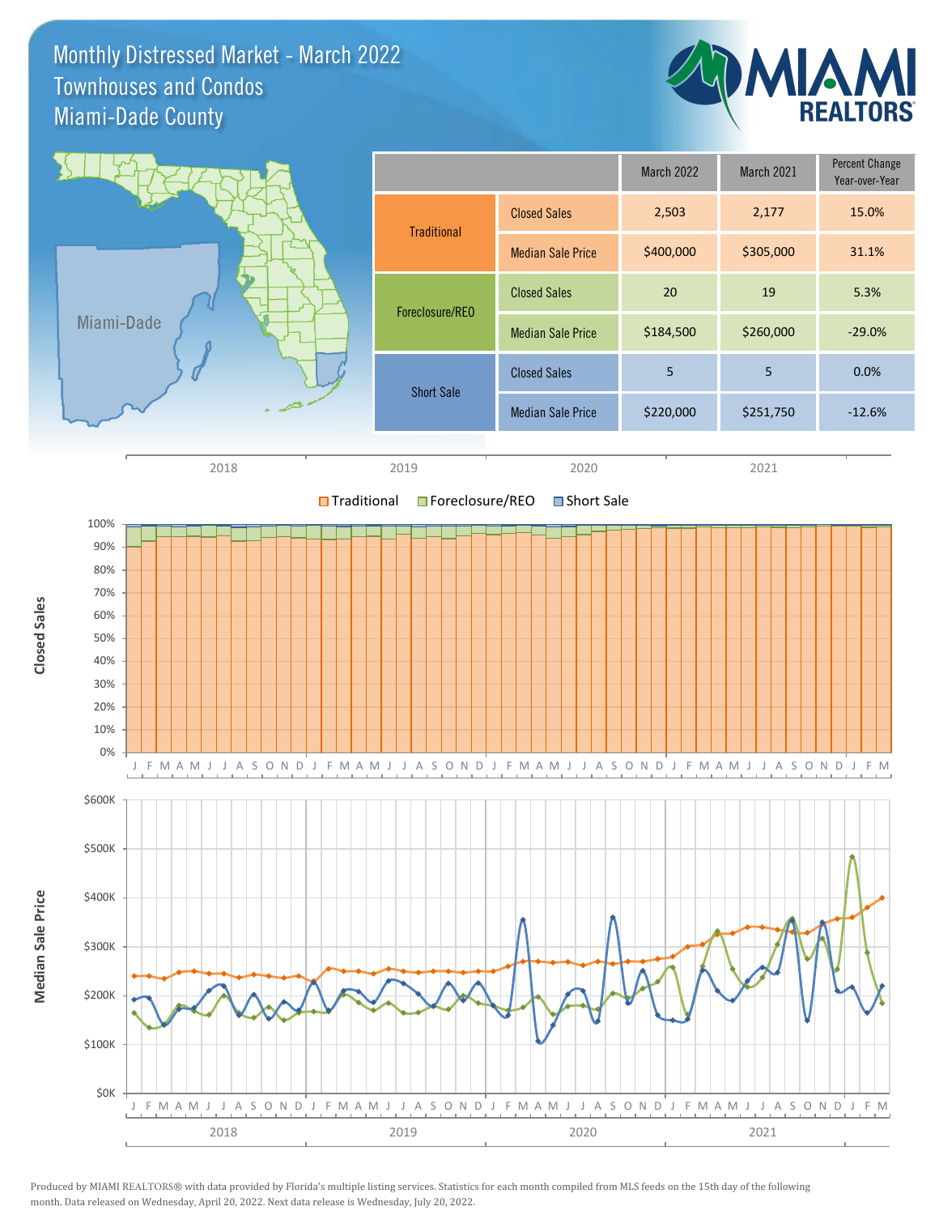# Monthly Distressed Market - March 2022
## Townhouses and Condos
## Miami-Dade County

MIAMI REALTORS

Miami-Dade

| | | March 2022 | March 2021 | Percent Change Year-over-Year |
|---|---|---|---|---|
| Traditional | Closed Sales | 2,503 | 2,177 | 15.0% |
| | Median Sale Price | $400,000 | $305,000 | 31.1% |
| Foreclosure/REO | Closed Sales | 20 | 19 | 5.3% |
| | Median Sale Price | $184,500 | $260,000 | -29.0% |
| Short Sale | Closed Sales | 5 | 5 | 0.0% |
| | Median Sale Price | $220,000 | $251,750 | -12.6% |

2018 2019 2020 2021

Traditional Foreclosure/REO Short Sale

Closed Sales

100% 90% 80% 70% 60% 50% 40% 30% 20% 10% 0%

J F M A M J J A S O N D J F M A M J J A S O N D J F M A M J J A S O N D J F M A M J J A S O N D J F M

Median Sale Price

$600K $500K $400K $300K $200K $100K $0K

J F M A M J J A S O N D J F M A M J J A S O N D J F M A M J J A S O N D J F M A M J J A S O N D J F M

2018 2019 2020 2021

Produced by MIAMI REALTORS® with data provided by Florida's multiple listing services. Statistics for each month compiled from MLS feeds on the 15th day of the following month. Data released on Wednesday, April 20, 2022. Next data release is Wednesday, July 20, 2022.